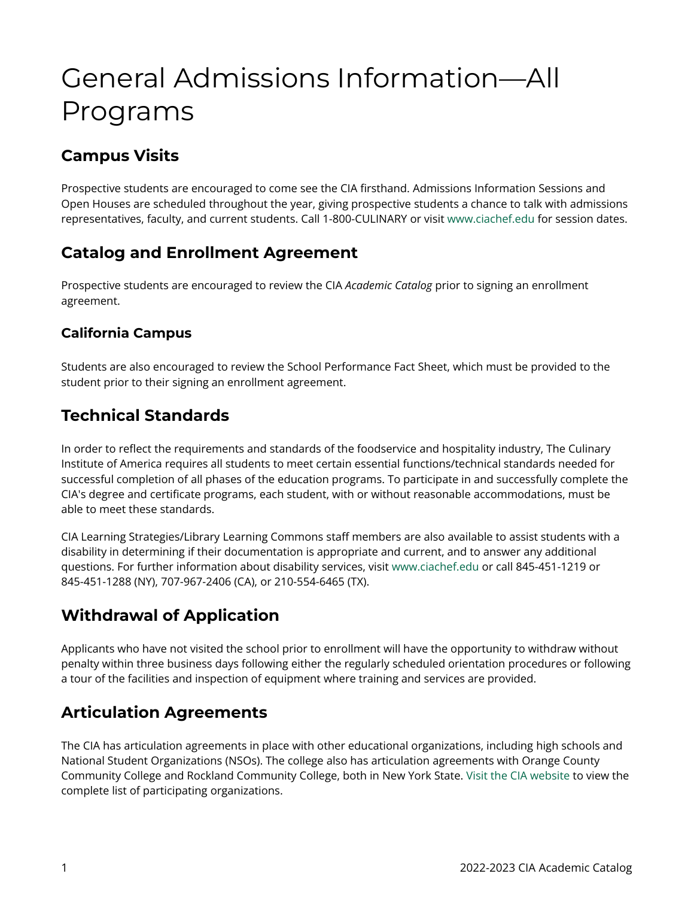# General Admissions Information—All Programs

## Campus Visits

Prospective students are encouraged to come see the CIA firsthand. Admissions Information Sessions and Open Houses are scheduled throughout the year, giving prospective students a chance to talk with admissions representatives, faculty, and current students. Call 1-800-CULINARY or visit www.ciachef.edu for session dates.

## Catalog and Enrollment Agreement

Prospective students are encouraged to review the CIA *Academic Catalog* prior to signing an enrollment agreement.

### California Campus

Students are also encouraged to review the School Performance Fact Sheet, which must be provided to the student prior to their signing an enrollment agreement.

## Technical Standards

In order to reflect the requirements and standards of the foodservice and hospitality industry, The Culinary Institute of America requires all students to meet certain essential functions/technical standards needed for successful completion of all phases of the education programs. To participate in and successfully complete the CIA's degree and certificate programs, each student, with or without reasonable accommodations, must be able to meet these standards.

CIA Learning Strategies/Library Learning Commons staff members are also available to assist students with a disability in determining if their documentation is appropriate and current, and to answer any additional questions. For further information about disability services, visit www.ciachef.edu or call 845-451-1219 or 845-451-1288 (NY), 707-967-2406 (CA), or 210-554-6465 (TX).

## Withdrawal of Application

Applicants who have not visited the school prior to enrollment will have the opportunity to withdraw without penalty within three business days following either the regularly scheduled orientation procedures or following a tour of the facilities and inspection of equipment where training and services are provided.

## Articulation Agreements

The CIA has articulation agreements in place with other educational organizations, including high schools and National Student Organizations (NSOs). The college also has articulation agreements with Orange County Community College and Rockland Community College, both in New York State. Visit the CIA website to view the complete list of participating organizations.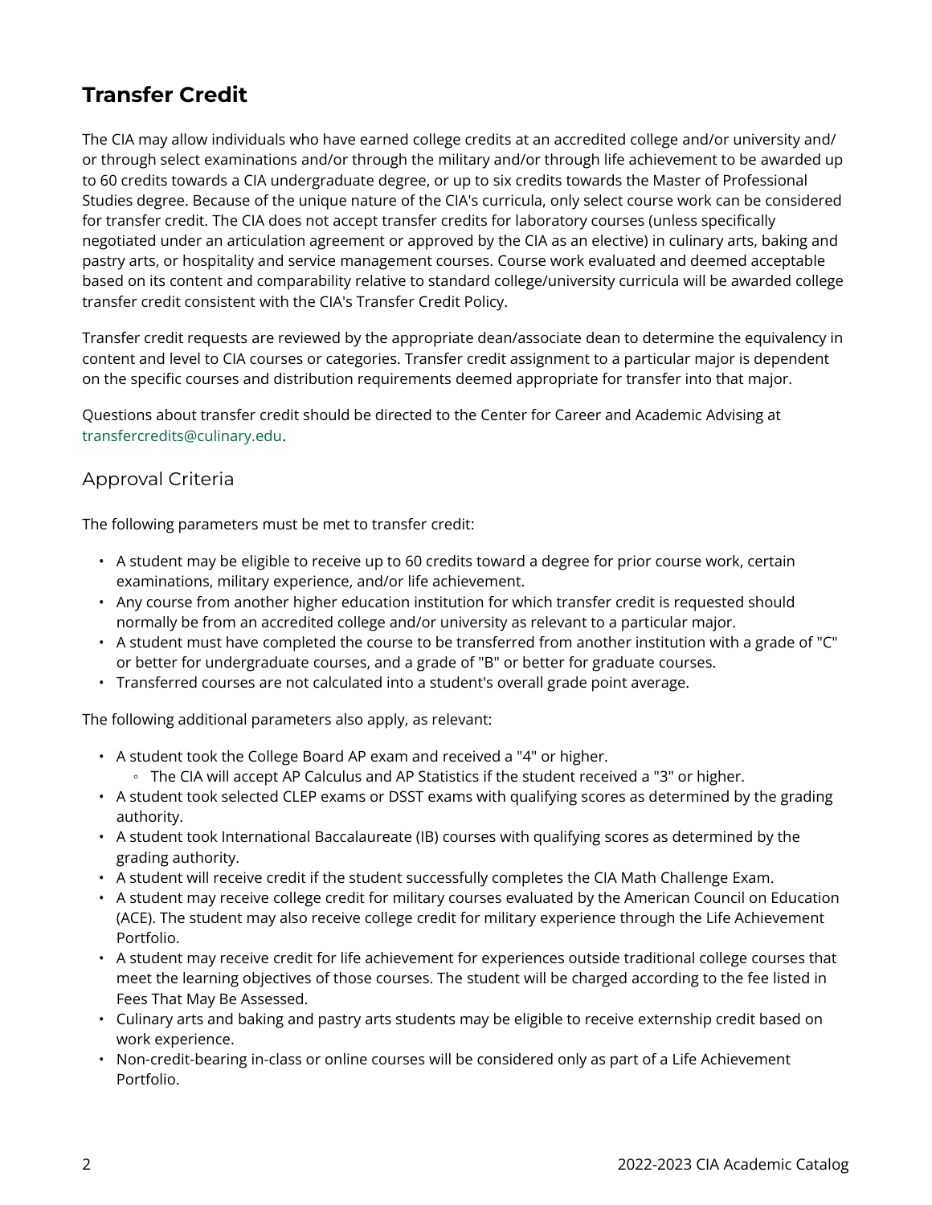## Transfer Credit

The CIA may allow individuals who have earned college credits at an accredited college and/or university and/or through select examinations and/or through the military and/or through life achievement to be awarded up to 60 credits towards a CIA undergraduate degree, or up to six credits towards the Master of Professional Studies degree. Because of the unique nature of the CIA's curricula, only select course work can be considered for transfer credit. The CIA does not accept transfer credits for laboratory courses (unless specifically negotiated under an articulation agreement or approved by the CIA as an elective) in culinary arts, baking and pastry arts, or hospitality and service management courses. Course work evaluated and deemed acceptable based on its content and comparability relative to standard college/university curricula will be awarded college transfer credit consistent with the CIA's Transfer Credit Policy.

Transfer credit requests are reviewed by the appropriate dean/associate dean to determine the equivalency in content and level to CIA courses or categories. Transfer credit assignment to a particular major is dependent on the specific courses and distribution requirements deemed appropriate for transfer into that major.

Questions about transfer credit should be directed to the Center for Career and Academic Advising at transfercredits@culinary.edu.

### Approval Criteria

The following parameters must be met to transfer credit:

- A student may be eligible to receive up to 60 credits toward a degree for prior course work, certain examinations, military experience, and/or life achievement.
- Any course from another higher education institution for which transfer credit is requested should normally be from an accredited college and/or university as relevant to a particular major.
- A student must have completed the course to be transferred from another institution with a grade of "C" or better for undergraduate courses, and a grade of "B" or better for graduate courses.
- Transferred courses are not calculated into a student's overall grade point average.

The following additional parameters also apply, as relevant:

- A student took the College Board AP exam and received a "4" or higher.
  - The CIA will accept AP Calculus and AP Statistics if the student received a "3" or higher.
- A student took selected CLEP exams or DSST exams with qualifying scores as determined by the grading authority.
- A student took International Baccalaureate (IB) courses with qualifying scores as determined by the grading authority.
- A student will receive credit if the student successfully completes the CIA Math Challenge Exam.
- A student may receive college credit for military courses evaluated by the American Council on Education (ACE). The student may also receive college credit for military experience through the Life Achievement Portfolio.
- A student may receive credit for life achievement for experiences outside traditional college courses that meet the learning objectives of those courses. The student will be charged according to the fee listed in Fees That May Be Assessed.
- Culinary arts and baking and pastry arts students may be eligible to receive externship credit based on work experience.
- Non-credit-bearing in-class or online courses will be considered only as part of a Life Achievement Portfolio.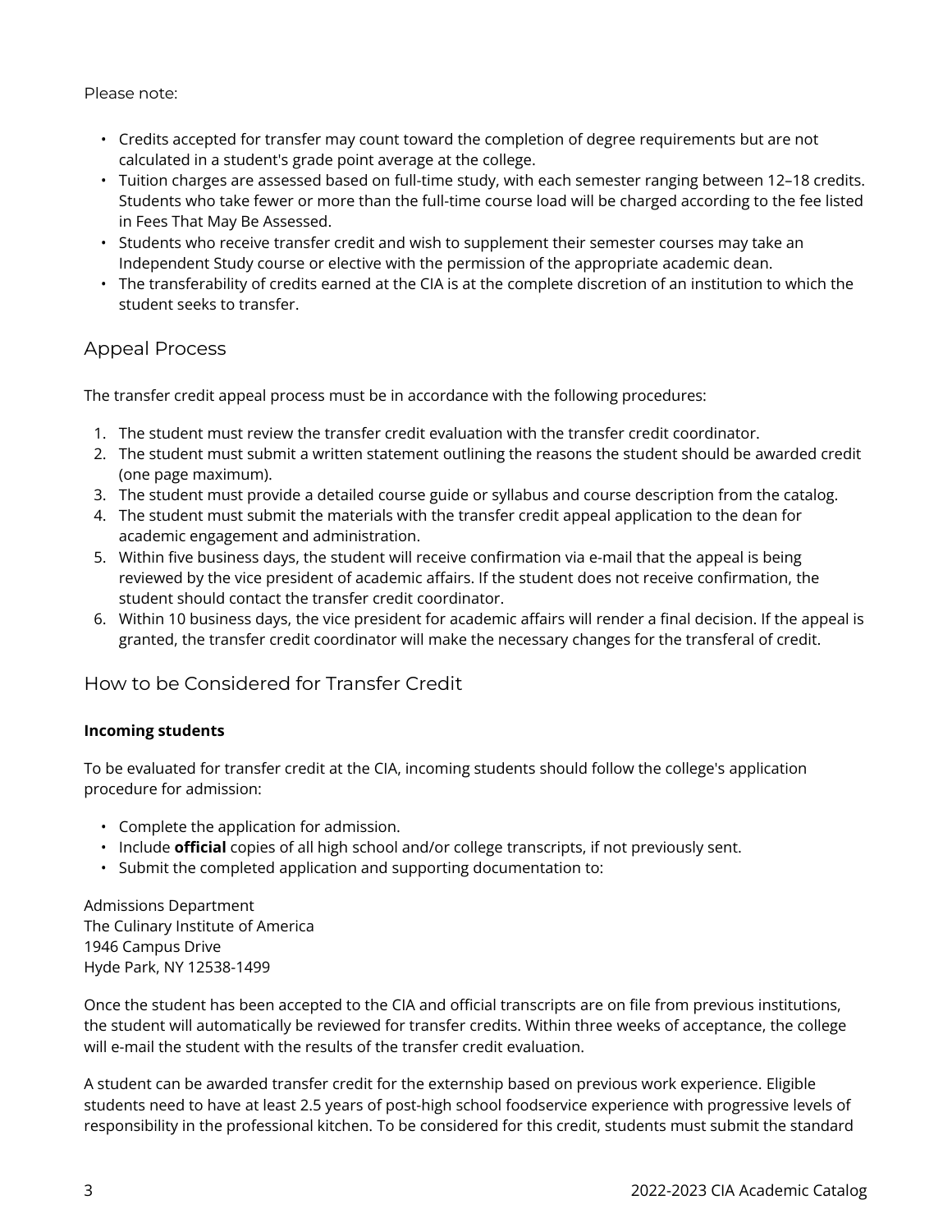Please note:

- Credits accepted for transfer may count toward the completion of degree requirements but are not calculated in a student's grade point average at the college.
- Tuition charges are assessed based on full-time study, with each semester ranging between 12–18 credits. Students who take fewer or more than the full-time course load will be charged according to the fee listed in Fees That May Be Assessed.
- Students who receive transfer credit and wish to supplement their semester courses may take an Independent Study course or elective with the permission of the appropriate academic dean.
- The transferability of credits earned at the CIA is at the complete discretion of an institution to which the student seeks to transfer.

## Appeal Process

The transfer credit appeal process must be in accordance with the following procedures:

1. The student must review the transfer credit evaluation with the transfer credit coordinator.
2. The student must submit a written statement outlining the reasons the student should be awarded credit (one page maximum).
3. The student must provide a detailed course guide or syllabus and course description from the catalog.
4. The student must submit the materials with the transfer credit appeal application to the dean for academic engagement and administration.
5. Within five business days, the student will receive confirmation via e-mail that the appeal is being reviewed by the vice president of academic affairs. If the student does not receive confirmation, the student should contact the transfer credit coordinator.
6. Within 10 business days, the vice president for academic affairs will render a final decision. If the appeal is granted, the transfer credit coordinator will make the necessary changes for the transferal of credit.

## How to be Considered for Transfer Credit

**Incoming students**

To be evaluated for transfer credit at the CIA, incoming students should follow the college's application procedure for admission:

- Complete the application for admission.
- Include **official** copies of all high school and/or college transcripts, if not previously sent.
- Submit the completed application and supporting documentation to:

Admissions Department
The Culinary Institute of America
1946 Campus Drive
Hyde Park, NY 12538-1499

Once the student has been accepted to the CIA and official transcripts are on file from previous institutions, the student will automatically be reviewed for transfer credits. Within three weeks of acceptance, the college will e-mail the student with the results of the transfer credit evaluation.

A student can be awarded transfer credit for the externship based on previous work experience. Eligible students need to have at least 2.5 years of post-high school foodservice experience with progressive levels of responsibility in the professional kitchen. To be considered for this credit, students must submit the standard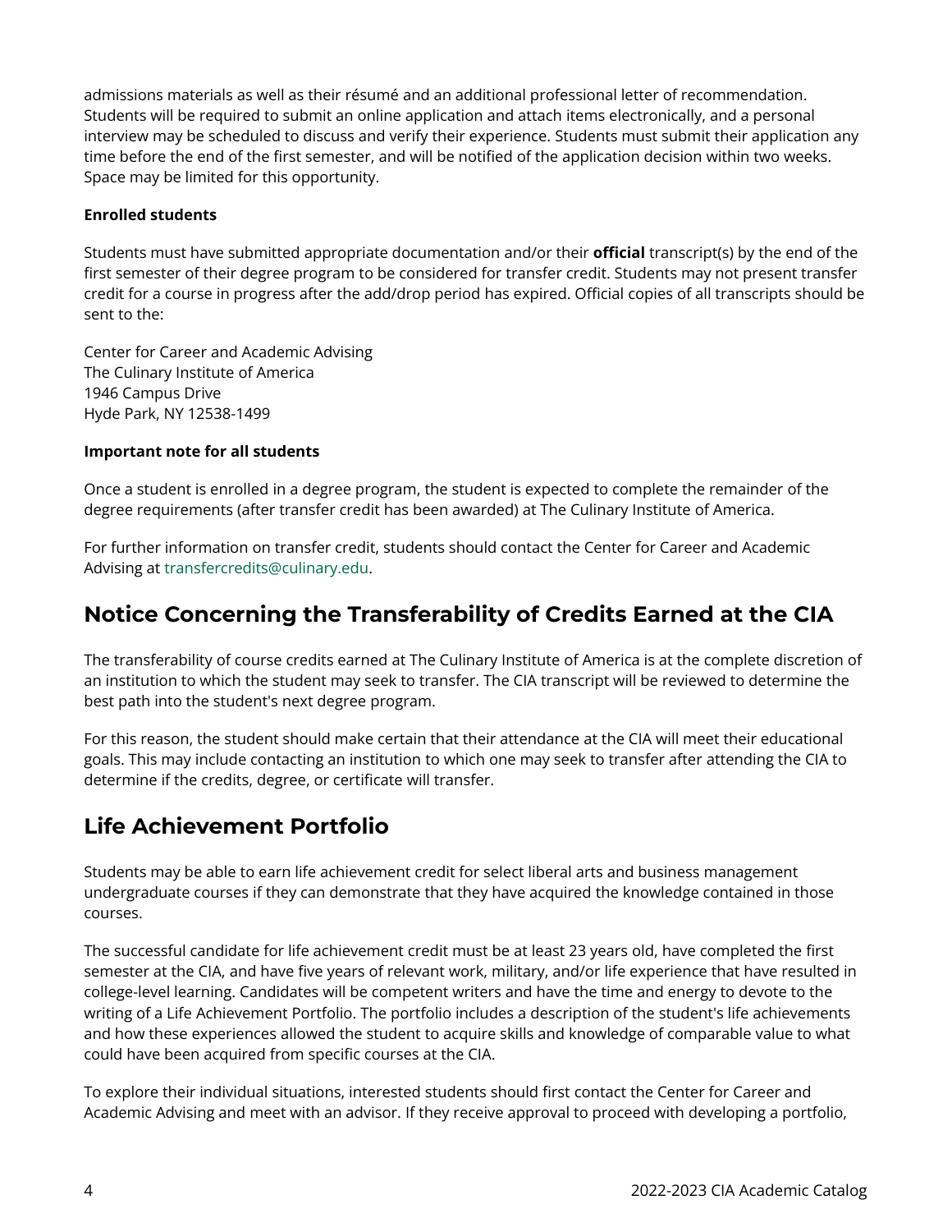admissions materials as well as their résumé and an additional professional letter of recommendation. Students will be required to submit an online application and attach items electronically, and a personal interview may be scheduled to discuss and verify their experience. Students must submit their application any time before the end of the first semester, and will be notified of the application decision within two weeks. Space may be limited for this opportunity.

**Enrolled students**

Students must have submitted appropriate documentation and/or their **official** transcript(s) by the end of the first semester of their degree program to be considered for transfer credit. Students may not present transfer credit for a course in progress after the add/drop period has expired. Official copies of all transcripts should be sent to the:

Center for Career and Academic Advising
The Culinary Institute of America
1946 Campus Drive
Hyde Park, NY 12538-1499

**Important note for all students**

Once a student is enrolled in a degree program, the student is expected to complete the remainder of the degree requirements (after transfer credit has been awarded) at The Culinary Institute of America.

For further information on transfer credit, students should contact the Center for Career and Academic Advising at transfercredits@culinary.edu.

## Notice Concerning the Transferability of Credits Earned at the CIA

The transferability of course credits earned at The Culinary Institute of America is at the complete discretion of an institution to which the student may seek to transfer. The CIA transcript will be reviewed to determine the best path into the student's next degree program.

For this reason, the student should make certain that their attendance at the CIA will meet their educational goals. This may include contacting an institution to which one may seek to transfer after attending the CIA to determine if the credits, degree, or certificate will transfer.

## Life Achievement Portfolio

Students may be able to earn life achievement credit for select liberal arts and business management undergraduate courses if they can demonstrate that they have acquired the knowledge contained in those courses.

The successful candidate for life achievement credit must be at least 23 years old, have completed the first semester at the CIA, and have five years of relevant work, military, and/or life experience that have resulted in college-level learning. Candidates will be competent writers and have the time and energy to devote to the writing of a Life Achievement Portfolio. The portfolio includes a description of the student's life achievements and how these experiences allowed the student to acquire skills and knowledge of comparable value to what could have been acquired from specific courses at the CIA.

To explore their individual situations, interested students should first contact the Center for Career and Academic Advising and meet with an advisor. If they receive approval to proceed with developing a portfolio,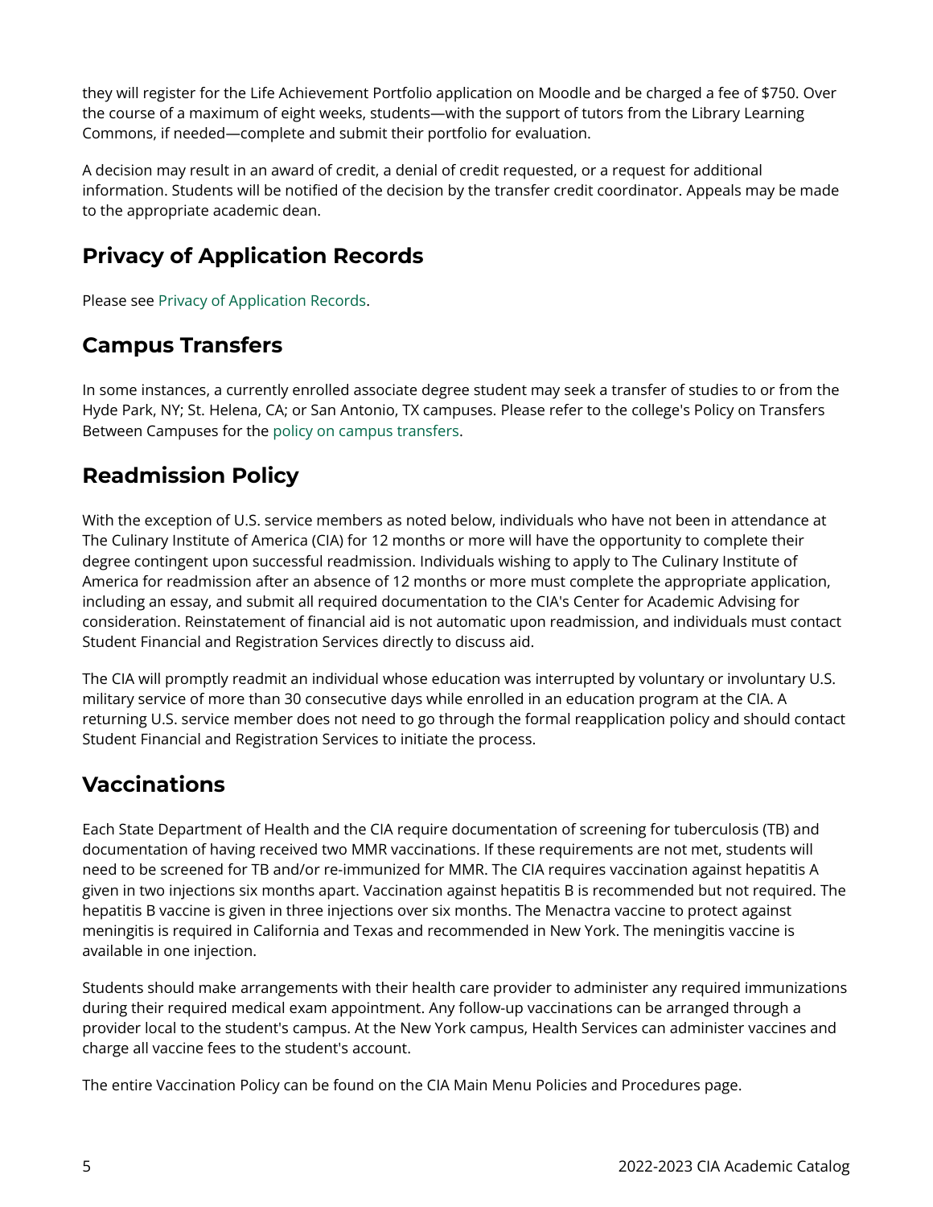they will register for the Life Achievement Portfolio application on Moodle and be charged a fee of $750. Over the course of a maximum of eight weeks, students—with the support of tutors from the Library Learning Commons, if needed—complete and submit their portfolio for evaluation.

A decision may result in an award of credit, a denial of credit requested, or a request for additional information. Students will be notified of the decision by the transfer credit coordinator. Appeals may be made to the appropriate academic dean.

## Privacy of Application Records

Please see Privacy of Application Records.

## Campus Transfers

In some instances, a currently enrolled associate degree student may seek a transfer of studies to or from the Hyde Park, NY; St. Helena, CA; or San Antonio, TX campuses. Please refer to the college's Policy on Transfers Between Campuses for the policy on campus transfers.

## Readmission Policy

With the exception of U.S. service members as noted below, individuals who have not been in attendance at The Culinary Institute of America (CIA) for 12 months or more will have the opportunity to complete their degree contingent upon successful readmission. Individuals wishing to apply to The Culinary Institute of America for readmission after an absence of 12 months or more must complete the appropriate application, including an essay, and submit all required documentation to the CIA's Center for Academic Advising for consideration. Reinstatement of financial aid is not automatic upon readmission, and individuals must contact Student Financial and Registration Services directly to discuss aid.

The CIA will promptly readmit an individual whose education was interrupted by voluntary or involuntary U.S. military service of more than 30 consecutive days while enrolled in an education program at the CIA. A returning U.S. service member does not need to go through the formal reapplication policy and should contact Student Financial and Registration Services to initiate the process.

## Vaccinations

Each State Department of Health and the CIA require documentation of screening for tuberculosis (TB) and documentation of having received two MMR vaccinations. If these requirements are not met, students will need to be screened for TB and/or re-immunized for MMR. The CIA requires vaccination against hepatitis A given in two injections six months apart. Vaccination against hepatitis B is recommended but not required. The hepatitis B vaccine is given in three injections over six months. The Menactra vaccine to protect against meningitis is required in California and Texas and recommended in New York. The meningitis vaccine is available in one injection.

Students should make arrangements with their health care provider to administer any required immunizations during their required medical exam appointment. Any follow-up vaccinations can be arranged through a provider local to the student's campus. At the New York campus, Health Services can administer vaccines and charge all vaccine fees to the student's account.

The entire Vaccination Policy can be found on the CIA Main Menu Policies and Procedures page.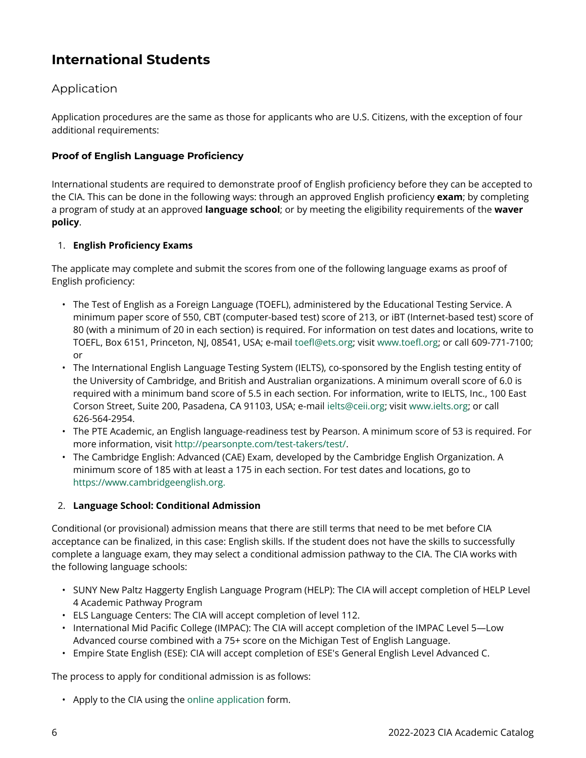## International Students

### Application

Application procedures are the same as those for applicants who are U.S. Citizens, with the exception of four additional requirements:

#### Proof of English Language Proficiency

International students are required to demonstrate proof of English proficiency before they can be accepted to the CIA. This can be done in the following ways: through an approved English proficiency **exam**; by completing a program of study at an approved **language school**; or by meeting the eligibility requirements of the **waver policy**.

1. **English Proficiency Exams**

The applicate may complete and submit the scores from one of the following language exams as proof of English proficiency:

- The Test of English as a Foreign Language (TOEFL), administered by the Educational Testing Service. A minimum paper score of 550, CBT (computer-based test) score of 213, or iBT (Internet-based test) score of 80 (with a minimum of 20 in each section) is required. For information on test dates and locations, write to TOEFL, Box 6151, Princeton, NJ, 08541, USA; e-mail toefl@ets.org; visit www.toefl.org; or call 609-771-7100; or
- The International English Language Testing System (IELTS), co-sponsored by the English testing entity of the University of Cambridge, and British and Australian organizations. A minimum overall score of 6.0 is required with a minimum band score of 5.5 in each section. For information, write to IELTS, Inc., 100 East Corson Street, Suite 200, Pasadena, CA 91103, USA; e-mail ielts@ceii.org; visit www.ielts.org; or call 626-564-2954.
- The PTE Academic, an English language-readiness test by Pearson. A minimum score of 53 is required. For more information, visit http://pearsonpte.com/test-takers/test/.
- The Cambridge English: Advanced (CAE) Exam, developed by the Cambridge English Organization. A minimum score of 185 with at least a 175 in each section. For test dates and locations, go to https://www.cambridgeenglish.org.

2. **Language School: Conditional Admission**

Conditional (or provisional) admission means that there are still terms that need to be met before CIA acceptance can be finalized, in this case: English skills. If the student does not have the skills to successfully complete a language exam, they may select a conditional admission pathway to the CIA. The CIA works with the following language schools:

- SUNY New Paltz Haggerty English Language Program (HELP): The CIA will accept completion of HELP Level 4 Academic Pathway Program
- ELS Language Centers: The CIA will accept completion of level 112.
- International Mid Pacific College (IMPAC): The CIA will accept completion of the IMPAC Level 5—Low Advanced course combined with a 75+ score on the Michigan Test of English Language.
- Empire State English (ESE): CIA will accept completion of ESE's General English Level Advanced C.

The process to apply for conditional admission is as follows:

- Apply to the CIA using the online application form.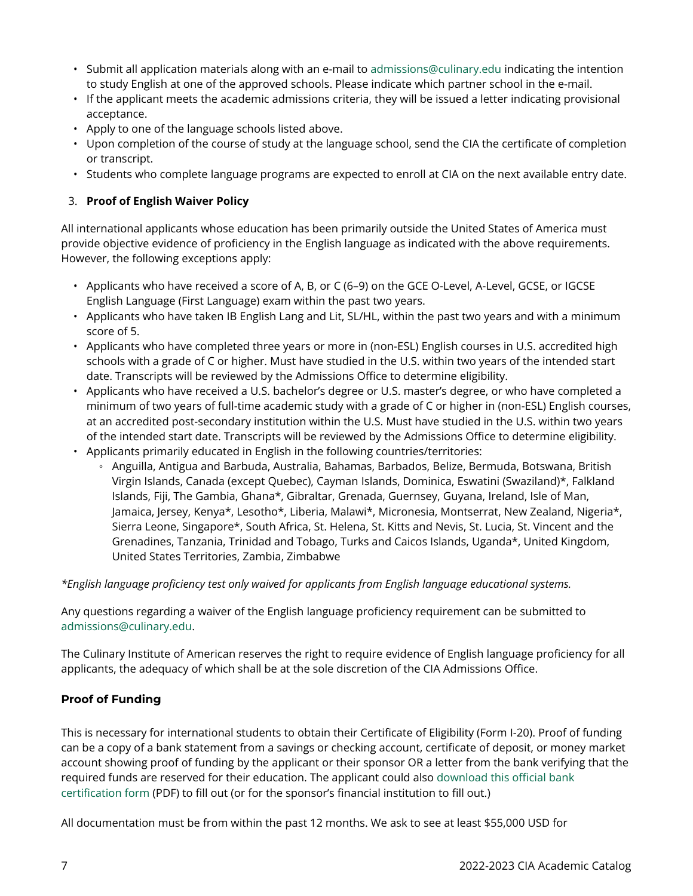- Submit all application materials along with an e-mail to admissions@culinary.edu indicating the intention to study English at one of the approved schools. Please indicate which partner school in the e-mail.
- If the applicant meets the academic admissions criteria, they will be issued a letter indicating provisional acceptance.
- Apply to one of the language schools listed above.
- Upon completion of the course of study at the language school, send the CIA the certificate of completion or transcript.
- Students who complete language programs are expected to enroll at CIA on the next available entry date.

3. **Proof of English Waiver Policy**

All international applicants whose education has been primarily outside the United States of America must provide objective evidence of proficiency in the English language as indicated with the above requirements. However, the following exceptions apply:

- Applicants who have received a score of A, B, or C (6–9) on the GCE O-Level, A-Level, GCSE, or IGCSE English Language (First Language) exam within the past two years.
- Applicants who have taken IB English Lang and Lit, SL/HL, within the past two years and with a minimum score of 5.
- Applicants who have completed three years or more in (non-ESL) English courses in U.S. accredited high schools with a grade of C or higher. Must have studied in the U.S. within two years of the intended start date. Transcripts will be reviewed by the Admissions Office to determine eligibility.
- Applicants who have received a U.S. bachelor's degree or U.S. master's degree, or who have completed a minimum of two years of full-time academic study with a grade of C or higher in (non-ESL) English courses, at an accredited post-secondary institution within the U.S. Must have studied in the U.S. within two years of the intended start date. Transcripts will be reviewed by the Admissions Office to determine eligibility.
- Applicants primarily educated in English in the following countries/territories:
  - Anguilla, Antigua and Barbuda, Australia, Bahamas, Barbados, Belize, Bermuda, Botswana, British Virgin Islands, Canada (except Quebec), Cayman Islands, Dominica, Eswatini (Swaziland)*, Falkland Islands, Fiji, The Gambia, Ghana*, Gibraltar, Grenada, Guernsey, Guyana, Ireland, Isle of Man, Jamaica, Jersey, Kenya*, Lesotho*, Liberia, Malawi*, Micronesia, Montserrat, New Zealand, Nigeria*, Sierra Leone, Singapore*, South Africa, St. Helena, St. Kitts and Nevis, St. Lucia, St. Vincent and the Grenadines, Tanzania, Trinidad and Tobago, Turks and Caicos Islands, Uganda*, United Kingdom, United States Territories, Zambia, Zimbabwe

*\*English language proficiency test only waived for applicants from English language educational systems.*

Any questions regarding a waiver of the English language proficiency requirement can be submitted to admissions@culinary.edu.

The Culinary Institute of American reserves the right to require evidence of English language proficiency for all applicants, the adequacy of which shall be at the sole discretion of the CIA Admissions Office.

### Proof of Funding

This is necessary for international students to obtain their Certificate of Eligibility (Form I-20). Proof of funding can be a copy of a bank statement from a savings or checking account, certificate of deposit, or money market account showing proof of funding by the applicant or their sponsor OR a letter from the bank verifying that the required funds are reserved for their education. The applicant could also download this official bank certification form (PDF) to fill out (or for the sponsor's financial institution to fill out.)

All documentation must be from within the past 12 months. We ask to see at least $55,000 USD for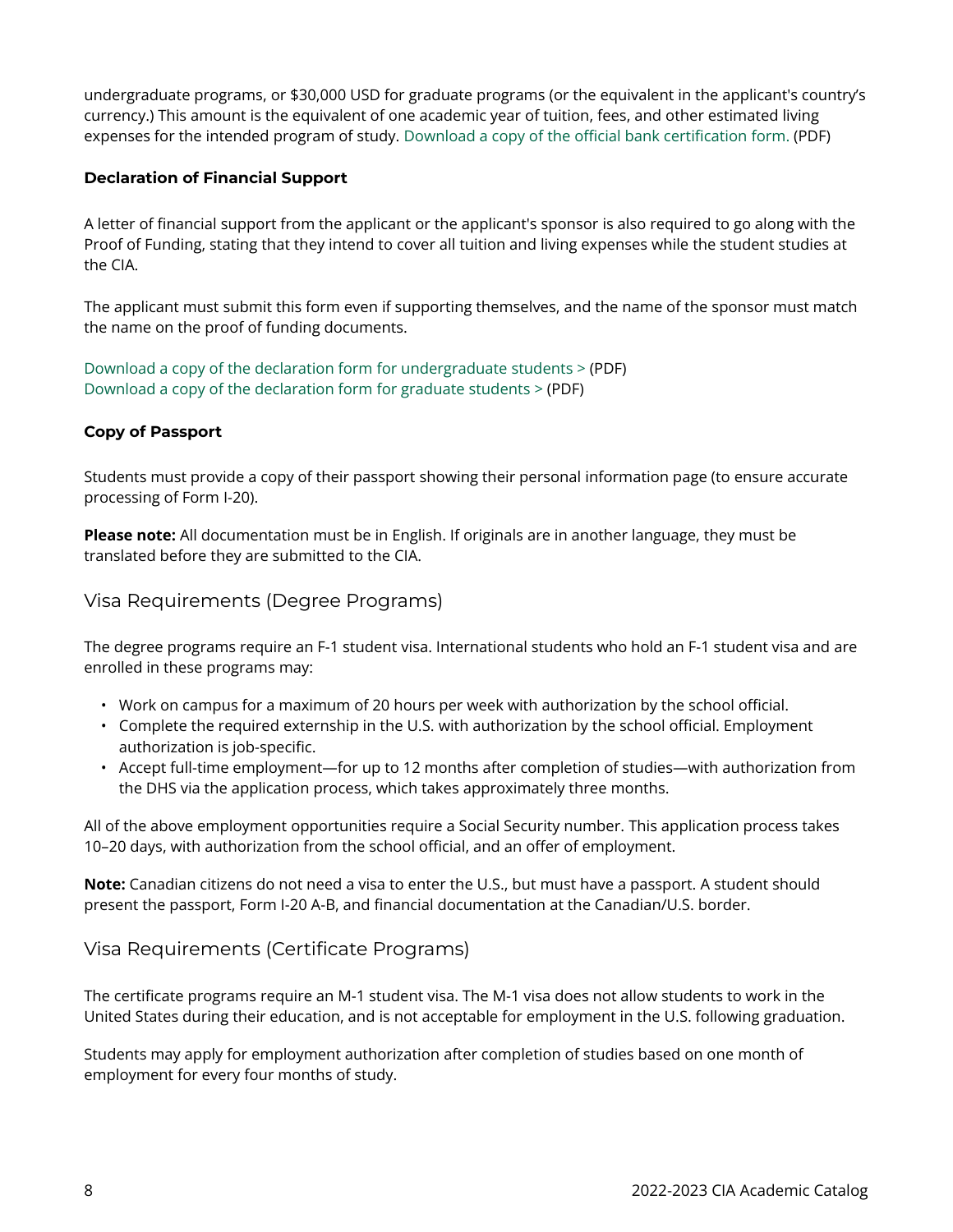undergraduate programs, or $30,000 USD for graduate programs (or the equivalent in the applicant's country's currency.) This amount is the equivalent of one academic year of tuition, fees, and other estimated living expenses for the intended program of study. Download a copy of the official bank certification form. (PDF)

**Declaration of Financial Support**

A letter of financial support from the applicant or the applicant's sponsor is also required to go along with the Proof of Funding, stating that they intend to cover all tuition and living expenses while the student studies at the CIA.

The applicant must submit this form even if supporting themselves, and the name of the sponsor must match the name on the proof of funding documents.

Download a copy of the declaration form for undergraduate students > (PDF)
Download a copy of the declaration form for graduate students > (PDF)

**Copy of Passport**

Students must provide a copy of their passport showing their personal information page (to ensure accurate processing of Form I-20).

**Please note:** All documentation must be in English. If originals are in another language, they must be translated before they are submitted to the CIA.

## Visa Requirements (Degree Programs)

The degree programs require an F-1 student visa. International students who hold an F-1 student visa and are enrolled in these programs may:

- Work on campus for a maximum of 20 hours per week with authorization by the school official.
- Complete the required externship in the U.S. with authorization by the school official. Employment authorization is job-specific.
- Accept full-time employment—for up to 12 months after completion of studies—with authorization from the DHS via the application process, which takes approximately three months.

All of the above employment opportunities require a Social Security number. This application process takes 10–20 days, with authorization from the school official, and an offer of employment.

**Note:** Canadian citizens do not need a visa to enter the U.S., but must have a passport. A student should present the passport, Form I-20 A-B, and financial documentation at the Canadian/U.S. border.

## Visa Requirements (Certificate Programs)

The certificate programs require an M-1 student visa. The M-1 visa does not allow students to work in the United States during their education, and is not acceptable for employment in the U.S. following graduation.

Students may apply for employment authorization after completion of studies based on one month of employment for every four months of study.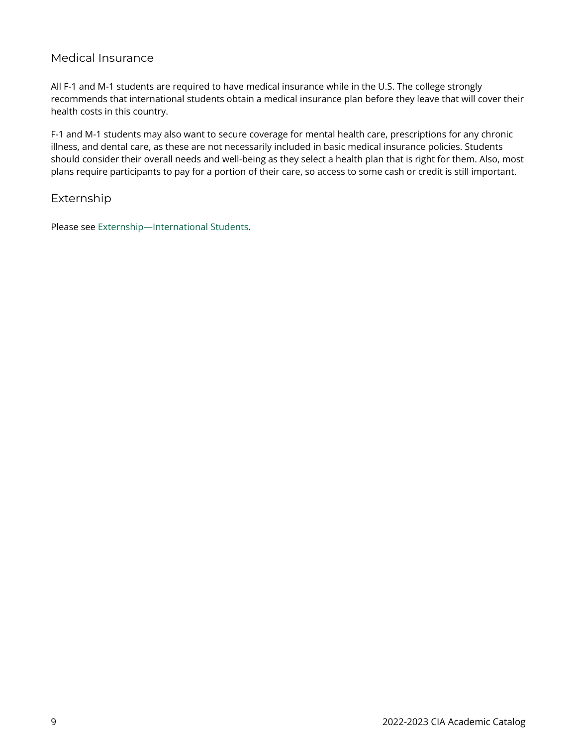## Medical Insurance

All F-1 and M-1 students are required to have medical insurance while in the U.S. The college strongly recommends that international students obtain a medical insurance plan before they leave that will cover their health costs in this country.

F-1 and M-1 students may also want to secure coverage for mental health care, prescriptions for any chronic illness, and dental care, as these are not necessarily included in basic medical insurance policies. Students should consider their overall needs and well-being as they select a health plan that is right for them. Also, most plans require participants to pay for a portion of their care, so access to some cash or credit is still important.

## Externship

Please see Externship—International Students.